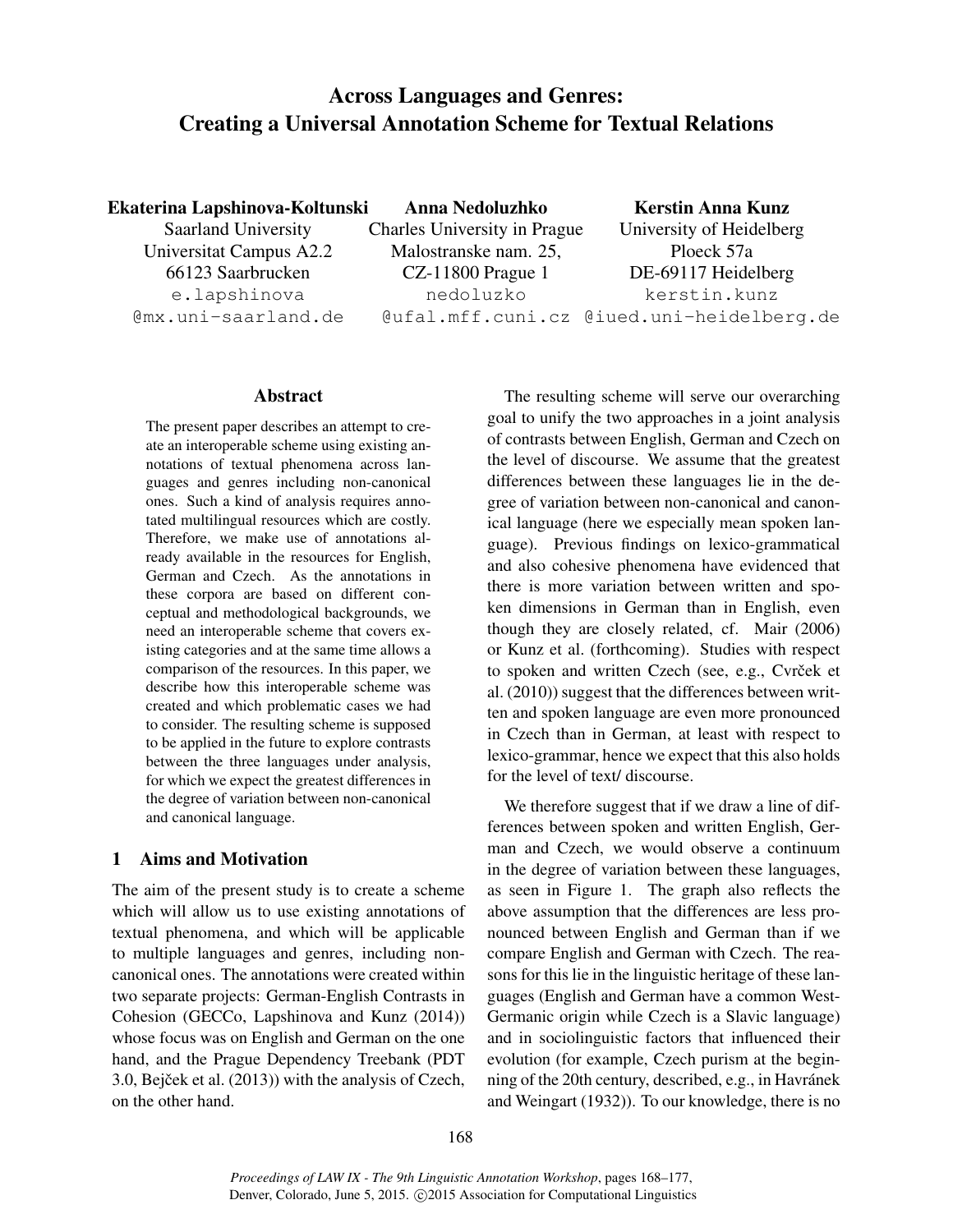# Across Languages and Genres: Creating a Universal Annotation Scheme for Textual Relations

**Ekaterina Lapshinova-Koltunski**
Saarland University
Universitat Campus A2.2
66123 Saarbrucken
e.lapshinova@mx.uni-saarland.de

**Anna Nedoluzhko**
Charles University in Prague
Malostranske nam. 25,
CZ-11800 Prague 1
nedoluzko@ufal.mff.cuni.cz

**Kerstin Anna Kunz**
University of Heidelberg
Ploeck 57a
DE-69117 Heidelberg
kerstin.kunz@iued.uni-heidelberg.de

## Abstract

The present paper describes an attempt to create an interoperable scheme using existing annotations of textual phenomena across languages and genres including non-canonical ones. Such a kind of analysis requires annotated multilingual resources which are costly. Therefore, we make use of annotations already available in the resources for English, German and Czech. As the annotations in these corpora are based on different conceptual and methodological backgrounds, we need an interoperable scheme that covers existing categories and at the same time allows a comparison of the resources. In this paper, we describe how this interoperable scheme was created and which problematic cases we had to consider. The resulting scheme is supposed to be applied in the future to explore contrasts between the three languages under analysis, for which we expect the greatest differences in the degree of variation between non-canonical and canonical language.

## 1 Aims and Motivation

The aim of the present study is to create a scheme which will allow us to use existing annotations of textual phenomena, and which will be applicable to multiple languages and genres, including non-canonical ones. The annotations were created within two separate projects: German-English Contrasts in Cohesion (GECCo, Lapshinova and Kunz (2014)) whose focus was on English and German on the one hand, and the Prague Dependency Treebank (PDT 3.0, Bejček et al. (2013)) with the analysis of Czech, on the other hand.

The resulting scheme will serve our overarching goal to unify the two approaches in a joint analysis of contrasts between English, German and Czech on the level of discourse. We assume that the greatest differences between these languages lie in the degree of variation between non-canonical and canonical language (here we especially mean spoken language). Previous findings on lexico-grammatical and also cohesive phenomena have evidenced that there is more variation between written and spoken dimensions in German than in English, even though they are closely related, cf. Mair (2006) or Kunz et al. (forthcoming). Studies with respect to spoken and written Czech (see, e.g., Cvrček et al. (2010)) suggest that the differences between written and spoken language are even more pronounced in Czech than in German, at least with respect to lexico-grammar, hence we expect that this also holds for the level of text/ discourse.

We therefore suggest that if we draw a line of differences between spoken and written English, German and Czech, we would observe a continuum in the degree of variation between these languages, as seen in Figure 1. The graph also reflects the above assumption that the differences are less pronounced between English and German than if we compare English and German with Czech. The reasons for this lie in the linguistic heritage of these languages (English and German have a common West-Germanic origin while Czech is a Slavic language) and in sociolinguistic factors that influenced their evolution (for example, Czech purism at the beginning of the 20th century, described, e.g., in Havránek and Weingart (1932)). To our knowledge, there is no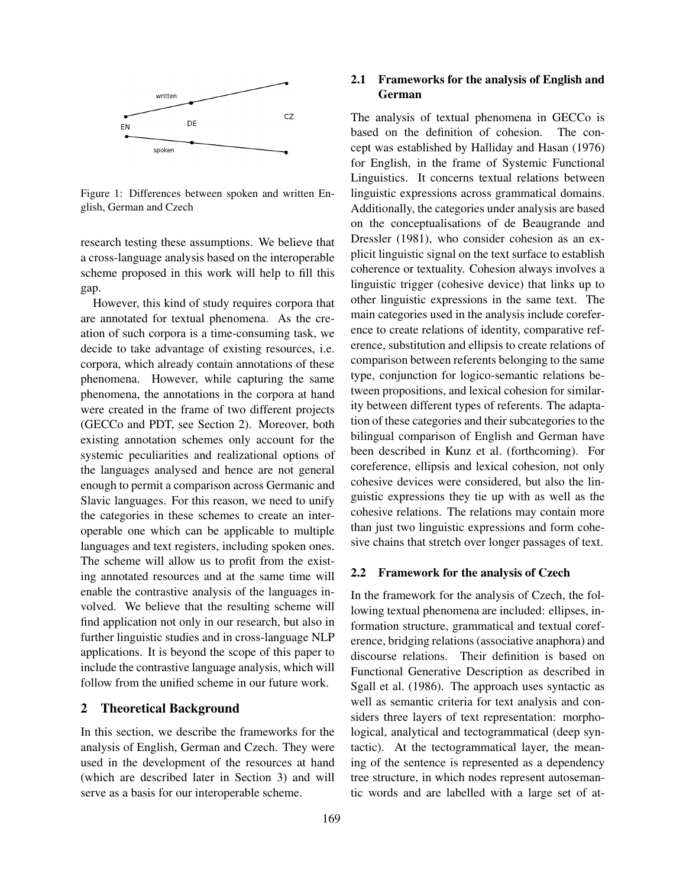Figure 1: Differences between spoken and written English, German and Czech

research testing these assumptions. We believe that a cross-language analysis based on the interoperable scheme proposed in this work will help to fill this gap.

However, this kind of study requires corpora that are annotated for textual phenomena. As the creation of such corpora is a time-consuming task, we decide to take advantage of existing resources, i.e. corpora, which already contain annotations of these phenomena. However, while capturing the same phenomena, the annotations in the corpora at hand were created in the frame of two different projects (GECCo and PDT, see Section 2). Moreover, both existing annotation schemes only account for the systemic peculiarities and realizational options of the languages analysed and hence are not general enough to permit a comparison across Germanic and Slavic languages. For this reason, we need to unify the categories in these schemes to create an interoperable one which can be applicable to multiple languages and text registers, including spoken ones. The scheme will allow us to profit from the existing annotated resources and at the same time will enable the contrastive analysis of the languages involved. We believe that the resulting scheme will find application not only in our research, but also in further linguistic studies and in cross-language NLP applications. It is beyond the scope of this paper to include the contrastive language analysis, which will follow from the unified scheme in our future work.

## 2 Theoretical Background

In this section, we describe the frameworks for the analysis of English, German and Czech. They were used in the development of the resources at hand (which are described later in Section 3) and will serve as a basis for our interoperable scheme.

### 2.1 Frameworks for the analysis of English and German

The analysis of textual phenomena in GECCo is based on the definition of cohesion. The concept was established by Halliday and Hasan (1976) for English, in the frame of Systemic Functional Linguistics. It concerns textual relations between linguistic expressions across grammatical domains. Additionally, the categories under analysis are based on the conceptualisations of de Beaugrande and Dressler (1981), who consider cohesion as an explicit linguistic signal on the text surface to establish coherence or textuality. Cohesion always involves a linguistic trigger (cohesive device) that links up to other linguistic expressions in the same text. The main categories used in the analysis include coreference to create relations of identity, comparative reference, substitution and ellipsis to create relations of comparison between referents belonging to the same type, conjunction for logico-semantic relations between propositions, and lexical cohesion for similarity between different types of referents. The adaptation of these categories and their subcategories to the bilingual comparison of English and German have been described in Kunz et al. (forthcoming). For coreference, ellipsis and lexical cohesion, not only cohesive devices were considered, but also the linguistic expressions they tie up with as well as the cohesive relations. The relations may contain more than just two linguistic expressions and form cohesive chains that stretch over longer passages of text.

### 2.2 Framework for the analysis of Czech

In the framework for the analysis of Czech, the following textual phenomena are included: ellipses, information structure, grammatical and textual coreference, bridging relations (associative anaphora) and discourse relations. Their definition is based on Functional Generative Description as described in Sgall et al. (1986). The approach uses syntactic as well as semantic criteria for text analysis and considers three layers of text representation: morphological, analytical and tectogrammatical (deep syntactic). At the tectogrammatical layer, the meaning of the sentence is represented as a dependency tree structure, in which nodes represent autosemantic words and are labelled with a large set of at-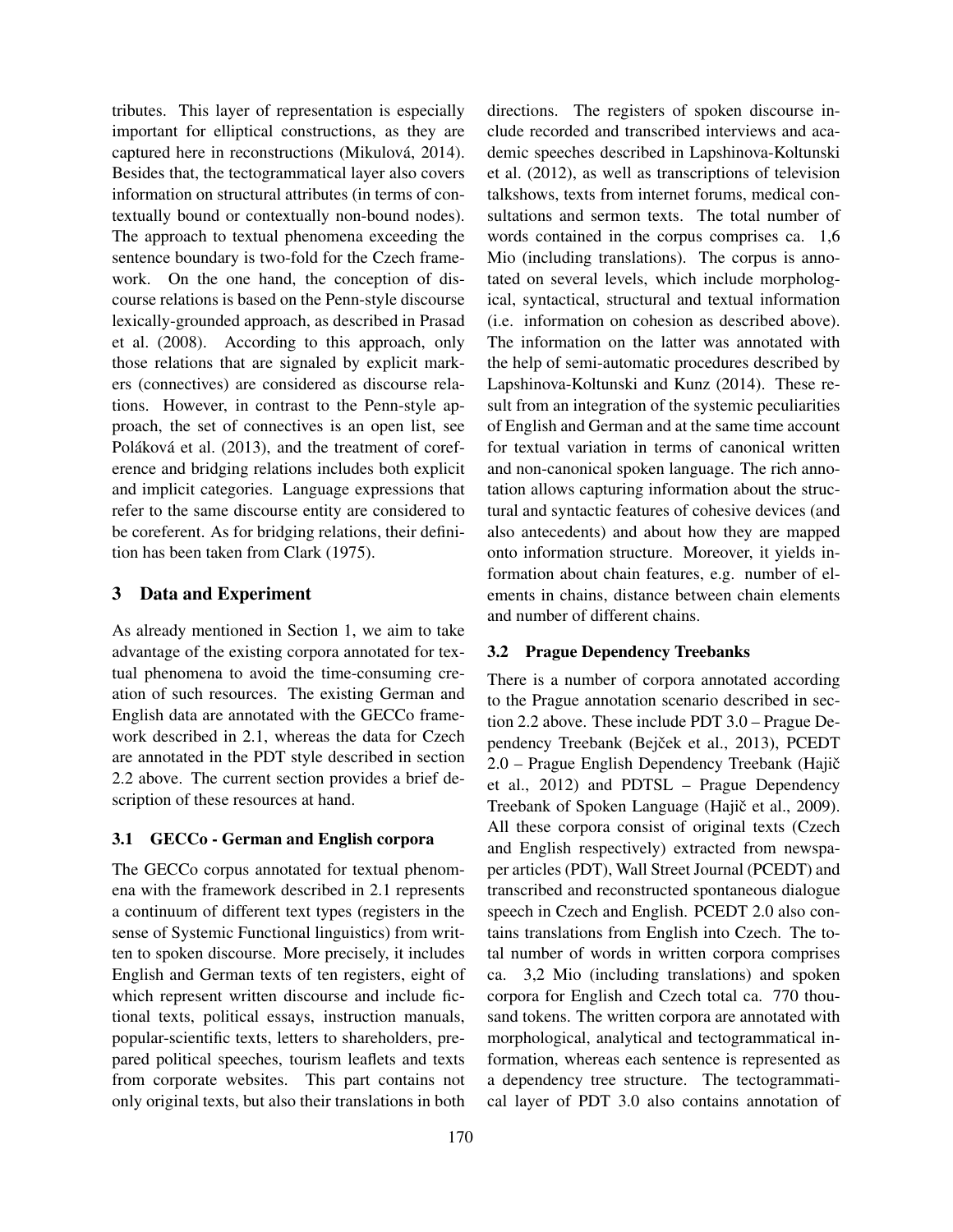tributes. This layer of representation is especially important for elliptical constructions, as they are captured here in reconstructions (Mikulová, 2014). Besides that, the tectogrammatical layer also covers information on structural attributes (in terms of contextually bound or contextually non-bound nodes). The approach to textual phenomena exceeding the sentence boundary is two-fold for the Czech framework. On the one hand, the conception of discourse relations is based on the Penn-style discourse lexically-grounded approach, as described in Prasad et al. (2008). According to this approach, only those relations that are signaled by explicit markers (connectives) are considered as discourse relations. However, in contrast to the Penn-style approach, the set of connectives is an open list, see Poláková et al. (2013), and the treatment of coreference and bridging relations includes both explicit and implicit categories. Language expressions that refer to the same discourse entity are considered to be coreferent. As for bridging relations, their definition has been taken from Clark (1975).

## 3 Data and Experiment

As already mentioned in Section 1, we aim to take advantage of the existing corpora annotated for textual phenomena to avoid the time-consuming creation of such resources. The existing German and English data are annotated with the GECCo framework described in 2.1, whereas the data for Czech are annotated in the PDT style described in section 2.2 above. The current section provides a brief description of these resources at hand.

### 3.1 GECCo - German and English corpora

The GECCo corpus annotated for textual phenomena with the framework described in 2.1 represents a continuum of different text types (registers in the sense of Systemic Functional linguistics) from written to spoken discourse. More precisely, it includes English and German texts of ten registers, eight of which represent written discourse and include fictional texts, political essays, instruction manuals, popular-scientific texts, letters to shareholders, prepared political speeches, tourism leaflets and texts from corporate websites. This part contains not only original texts, but also their translations in both directions. The registers of spoken discourse include recorded and transcribed interviews and academic speeches described in Lapshinova-Koltunski et al. (2012), as well as transcriptions of television talkshows, texts from internet forums, medical consultations and sermon texts. The total number of words contained in the corpus comprises ca. 1,6 Mio (including translations). The corpus is annotated on several levels, which include morphological, syntactical, structural and textual information (i.e. information on cohesion as described above). The information on the latter was annotated with the help of semi-automatic procedures described by Lapshinova-Koltunski and Kunz (2014). These result from an integration of the systemic peculiarities of English and German and at the same time account for textual variation in terms of canonical written and non-canonical spoken language. The rich annotation allows capturing information about the structural and syntactic features of cohesive devices (and also antecedents) and about how they are mapped onto information structure. Moreover, it yields information about chain features, e.g. number of elements in chains, distance between chain elements and number of different chains.

### 3.2 Prague Dependency Treebanks

There is a number of corpora annotated according to the Prague annotation scenario described in section 2.2 above. These include PDT 3.0 – Prague Dependency Treebank (Bejček et al., 2013), PCEDT 2.0 – Prague English Dependency Treebank (Hajič et al., 2012) and PDTSL – Prague Dependency Treebank of Spoken Language (Hajič et al., 2009). All these corpora consist of original texts (Czech and English respectively) extracted from newspaper articles (PDT), Wall Street Journal (PCEDT) and transcribed and reconstructed spontaneous dialogue speech in Czech and English. PCEDT 2.0 also contains translations from English into Czech. The total number of words in written corpora comprises ca. 3,2 Mio (including translations) and spoken corpora for English and Czech total ca. 770 thousand tokens. The written corpora are annotated with morphological, analytical and tectogrammatical information, whereas each sentence is represented as a dependency tree structure. The tectogrammatical layer of PDT 3.0 also contains annotation of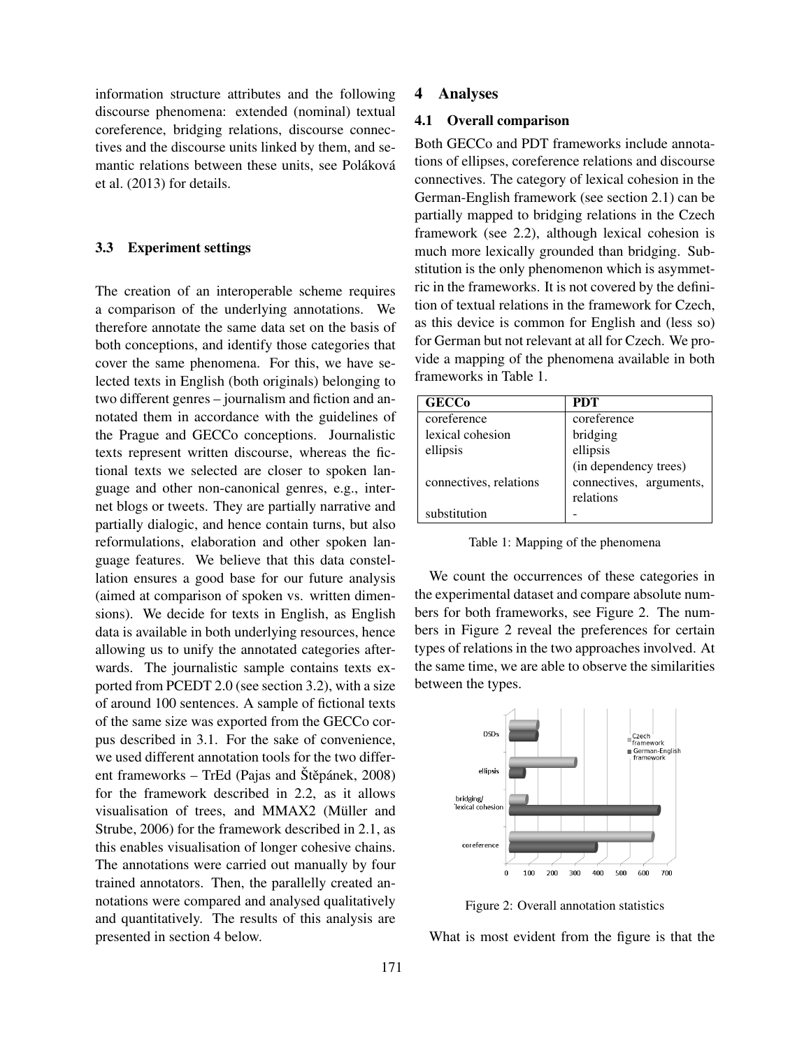information structure attributes and the following discourse phenomena: extended (nominal) textual coreference, bridging relations, discourse connectives and the discourse units linked by them, and semantic relations between these units, see Poláková et al. (2013) for details.

### 3.3 Experiment settings

The creation of an interoperable scheme requires a comparison of the underlying annotations. We therefore annotate the same data set on the basis of both conceptions, and identify those categories that cover the same phenomena. For this, we have selected texts in English (both originals) belonging to two different genres – journalism and fiction and annotated them in accordance with the guidelines of the Prague and GECCo conceptions. Journalistic texts represent written discourse, whereas the fictional texts we selected are closer to spoken language and other non-canonical genres, e.g., internet blogs or tweets. They are partially narrative and partially dialogic, and hence contain turns, but also reformulations, elaboration and other spoken language features. We believe that this data constellation ensures a good base for our future analysis (aimed at comparison of spoken vs. written dimensions). We decide for texts in English, as English data is available in both underlying resources, hence allowing us to unify the annotated categories afterwards. The journalistic sample contains texts exported from PCEDT 2.0 (see section 3.2), with a size of around 100 sentences. A sample of fictional texts of the same size was exported from the GECCo corpus described in 3.1. For the sake of convenience, we used different annotation tools for the two different frameworks – TrEd (Pajas and Štěpánek, 2008) for the framework described in 2.2, as it allows visualisation of trees, and MMAX2 (Müller and Strube, 2006) for the framework described in 2.1, as this enables visualisation of longer cohesive chains. The annotations were carried out manually by four trained annotators. Then, the parallelly created annotations were compared and analysed qualitatively and quantitatively. The results of this analysis are presented in section 4 below.

## 4 Analyses

### 4.1 Overall comparison

Both GECCo and PDT frameworks include annotations of ellipses, coreference relations and discourse connectives. The category of lexical cohesion in the German-English framework (see section 2.1) can be partially mapped to bridging relations in the Czech framework (see 2.2), although lexical cohesion is much more lexically grounded than bridging. Substitution is the only phenomenon which is asymmetric in the frameworks. It is not covered by the definition of textual relations in the framework for Czech, as this device is common for English and (less so) for German but not relevant at all for Czech. We provide a mapping of the phenomena available in both frameworks in Table 1.

| GECCo | PDT |
|---|---|
| coreference | coreference |
| lexical cohesion | bridging |
| ellipsis | ellipsis (in dependency trees) |
| connectives, relations | connectives, arguments, relations |
| substitution | - |

Table 1: Mapping of the phenomena

We count the occurrences of these categories in the experimental dataset and compare absolute numbers for both frameworks, see Figure 2. The numbers in Figure 2 reveal the preferences for certain types of relations in the two approaches involved. At the same time, we are able to observe the similarities between the types.

Figure 2: Overall annotation statistics

What is most evident from the figure is that the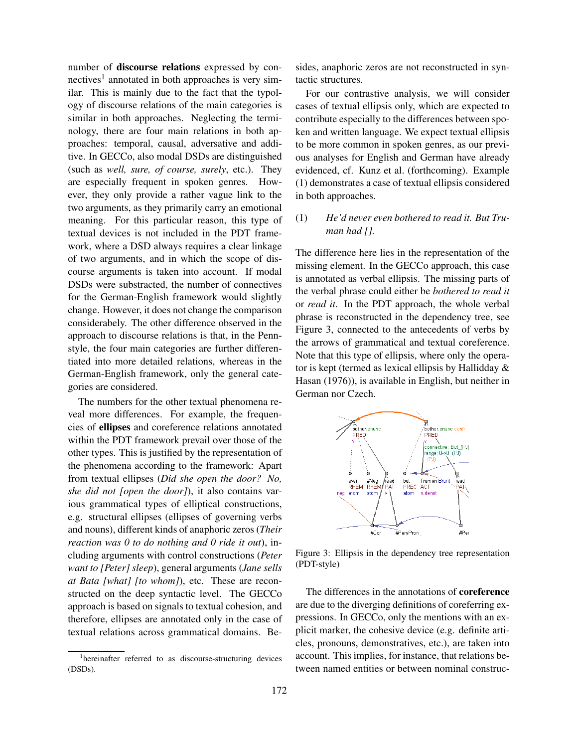number of **discourse relations** expressed by connectives[1] annotated in both approaches is very similar. This is mainly due to the fact that the typology of discourse relations of the main categories is similar in both approaches. Neglecting the terminology, there are four main relations in both approaches: temporal, causal, adversative and additive. In GECCo, also modal DSDs are distinguished (such as *well, sure, of course, surely*, etc.). They are especially frequent in spoken genres. However, they only provide a rather vague link to the two arguments, as they primarily carry an emotional meaning. For this particular reason, this type of textual devices is not included in the PDT framework, where a DSD always requires a clear linkage of two arguments, and in which the scope of discourse arguments is taken into account. If modal DSDs were substracted, the number of connectives for the German-English framework would slightly change. However, it does not change the comparison considerably. The other difference observed in the approach to discourse relations is that, in the Penn-style, the four main categories are further differentiated into more detailed relations, whereas in the German-English framework, only the general categories are considered.

The numbers for the other textual phenomena reveal more differences. For example, the frequencies of **ellipses** and coreference relations annotated within the PDT framework prevail over those of the other types. This is justified by the representation of the phenomena according to the framework: Apart from textual ellipses (*Did she open the door? No, she did not [open the door]*), it also contains various grammatical types of elliptical constructions, e.g. structural ellipses (ellipses of governing verbs and nouns), different kinds of anaphoric zeros (*Their reaction was 0 to do nothing and 0 ride it out*), including arguments with control constructions (*Peter want to [Peter] sleep*), general arguments (*Jane sells at Bata [what] [to whom]*), etc. These are reconstructed on the deep syntactic level. The GECCo approach is based on signals to textual cohesion, and therefore, ellipses are annotated only in the case of textual relations across grammatical domains. Besides, anaphoric zeros are not reconstructed in syntactic structures.

For our contrastive analysis, we will consider cases of textual ellipsis only, which are expected to contribute especially to the differences between spoken and written language. We expect textual ellipsis to be more common in spoken genres, as our previous analyses for English and German have already evidenced, cf. Kunz et al. (forthcoming). Example (1) demonstrates a case of textual ellipsis considered in both approaches.

(1) *He'd never even bothered to read it. But Truman had [].*

The difference here lies in the representation of the missing element. In the GECCo approach, this case is annotated as verbal ellipsis. The missing parts of the verbal phrase could either be *bothered to read it* or *read it*. In the PDT approach, the whole verbal phrase is reconstructed in the dependency tree, see Figure 3, connected to the antecedents of verbs by the arrows of grammatical and textual coreference. Note that this type of ellipsis, where only the operator is kept (termed as lexical ellipsis by Hallidday & Hasan (1976)), is available in English, but neither in German nor Czech.

Figure 3: Ellipsis in the dependency tree representation (PDT-style)

The differences in the annotations of **coreference** are due to the diverging definitions of coreferring expressions. In GECCo, only the mentions with an explicit marker, the cohesive device (e.g. definite articles, pronouns, demonstratives, etc.), are taken into account. This implies, for instance, that relations between named entities or between nominal construc-

[1] hereinafter referred to as discourse-structuring devices (DSDs).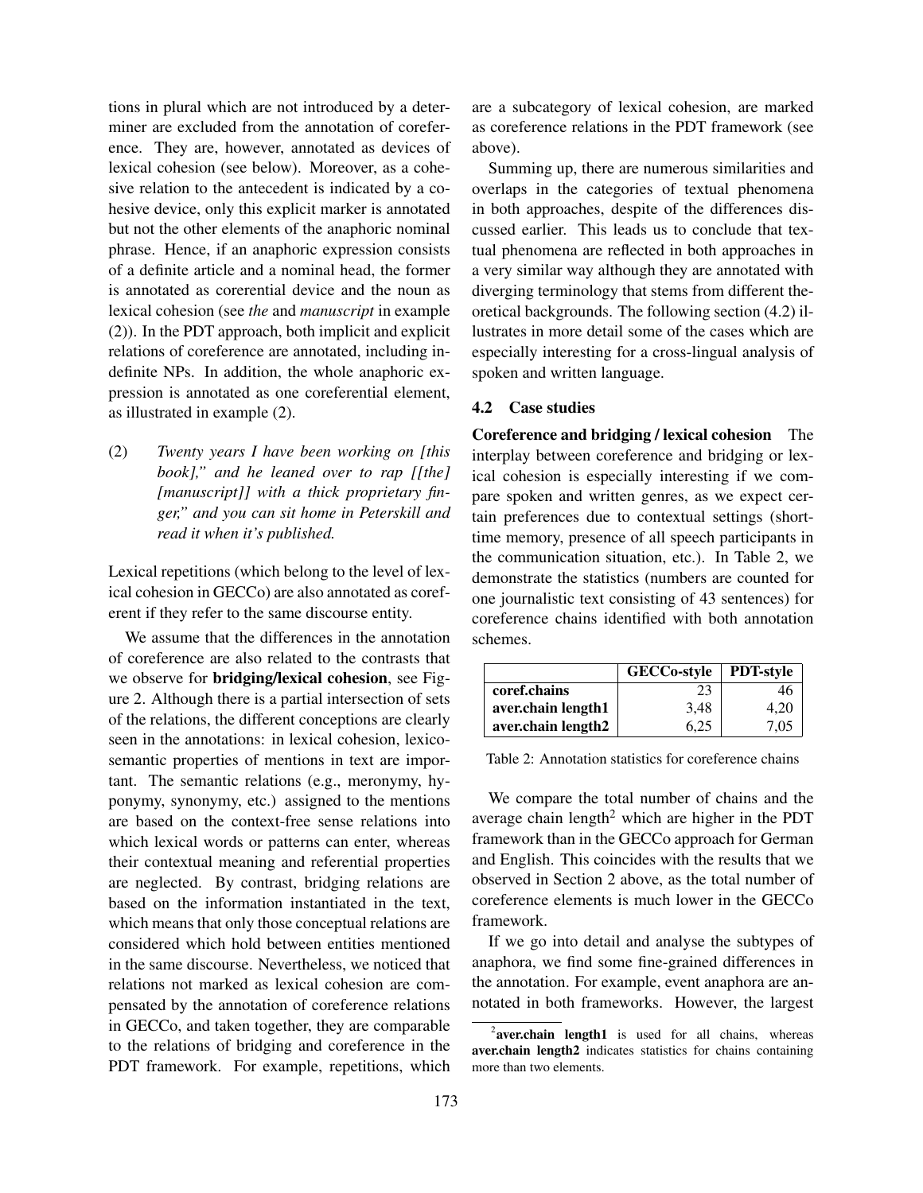tions in plural which are not introduced by a determiner are excluded from the annotation of coreference. They are, however, annotated as devices of lexical cohesion (see below). Moreover, as a cohesive relation to the antecedent is indicated by a cohesive device, only this explicit marker is annotated but not the other elements of the anaphoric nominal phrase. Hence, if an anaphoric expression consists of a definite article and a nominal head, the former is annotated as corerential device and the noun as lexical cohesion (see *the* and *manuscript* in example (2)). In the PDT approach, both implicit and explicit relations of coreference are annotated, including indefinite NPs. In addition, the whole anaphoric expression is annotated as one coreferential element, as illustrated in example (2).

(2) *Twenty years I have been working on [this book]," and he leaned over to rap [[the] [manuscript]] with a thick proprietary finger," and you can sit home in Peterskill and read it when it's published.*

Lexical repetitions (which belong to the level of lexical cohesion in GECCo) are also annotated as coreferent if they refer to the same discourse entity.

We assume that the differences in the annotation of coreference are also related to the contrasts that we observe for **bridging/lexical cohesion**, see Figure 2. Although there is a partial intersection of sets of the relations, the different conceptions are clearly seen in the annotations: in lexical cohesion, lexico-semantic properties of mentions in text are important. The semantic relations (e.g., meronymy, hyponymy, synonymy, etc.) assigned to the mentions are based on the context-free sense relations into which lexical words or patterns can enter, whereas their contextual meaning and referential properties are neglected. By contrast, bridging relations are based on the information instantiated in the text, which means that only those conceptual relations are considered which hold between entities mentioned in the same discourse. Nevertheless, we noticed that relations not marked as lexical cohesion are compensated by the annotation of coreference relations in GECCo, and taken together, they are comparable to the relations of bridging and coreference in the PDT framework. For example, repetitions, which are a subcategory of lexical cohesion, are marked as coreference relations in the PDT framework (see above).

Summing up, there are numerous similarities and overlaps in the categories of textual phenomena in both approaches, despite of the differences discussed earlier. This leads us to conclude that textual phenomena are reflected in both approaches in a very similar way although they are annotated with diverging terminology that stems from different theoretical backgrounds. The following section (4.2) illustrates in more detail some of the cases which are especially interesting for a cross-lingual analysis of spoken and written language.

### 4.2 Case studies

**Coreference and bridging / lexical cohesion** The interplay between coreference and bridging or lexical cohesion is especially interesting if we compare spoken and written genres, as we expect certain preferences due to contextual settings (short-time memory, presence of all speech participants in the communication situation, etc.). In Table 2, we demonstrate the statistics (numbers are counted for one journalistic text consisting of 43 sentences) for coreference chains identified with both annotation schemes.

| | GECCo-style | PDT-style |
|---|---|---|
| **coref.chains** | 23 | 46 |
| **aver.chain length1** | 3,48 | 4,20 |
| **aver.chain length2** | 6,25 | 7,05 |

Table 2: Annotation statistics for coreference chains

We compare the total number of chains and the average chain length[2] which are higher in the PDT framework than in the GECCo approach for German and English. This coincides with the results that we observed in Section 2 above, as the total number of coreference elements is much lower in the GECCo framework.

If we go into detail and analyse the subtypes of anaphora, we find some fine-grained differences in the annotation. For example, event anaphora are annotated in both frameworks. However, the largest

[2] **aver.chain length1** is used for all chains, whereas **aver.chain length2** indicates statistics for chains containing more than two elements.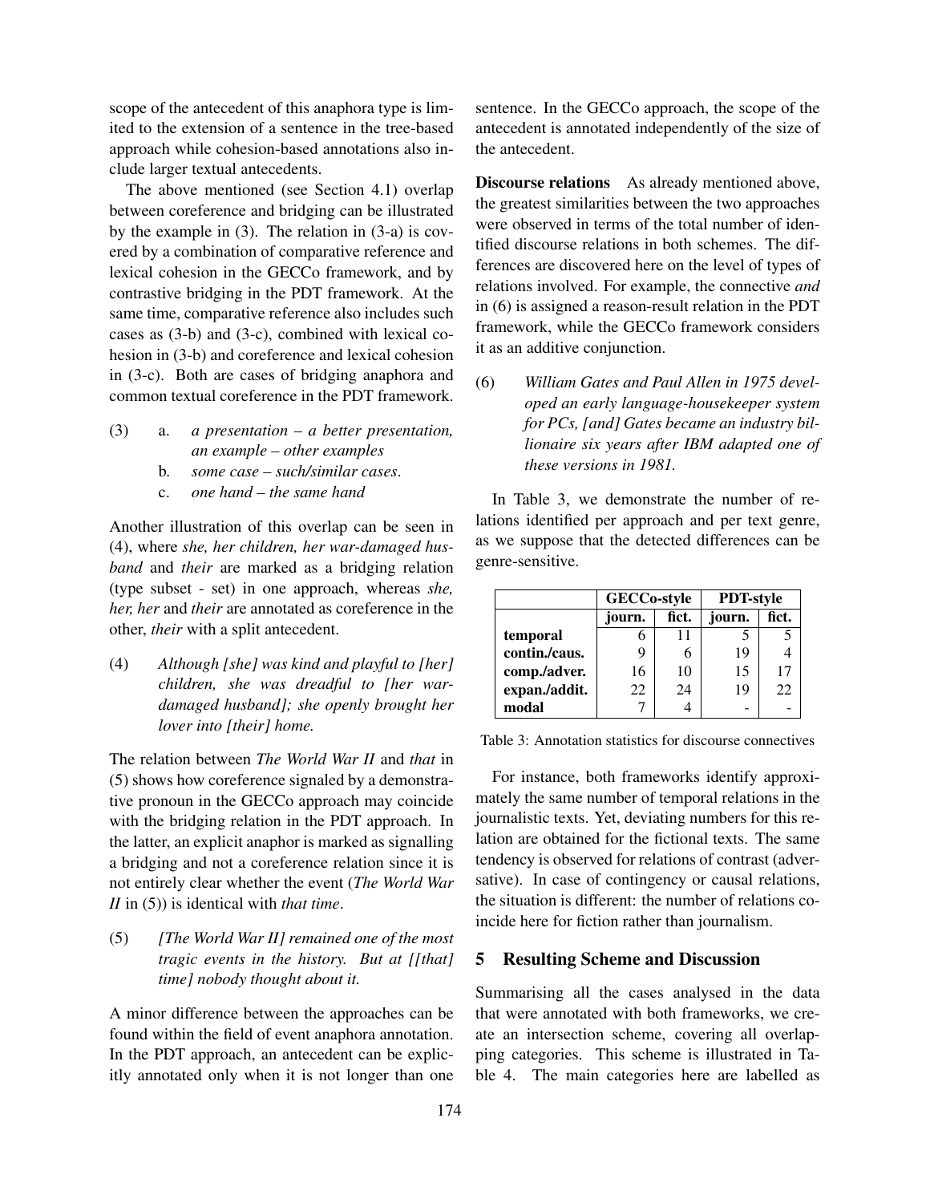scope of the antecedent of this anaphora type is limited to the extension of a sentence in the tree-based approach while cohesion-based annotations also include larger textual antecedents.

The above mentioned (see Section 4.1) overlap between coreference and bridging can be illustrated by the example in (3). The relation in (3-a) is covered by a combination of comparative reference and lexical cohesion in the GECCo framework, and by contrastive bridging in the PDT framework. At the same time, comparative reference also includes such cases as (3-b) and (3-c), combined with lexical cohesion in (3-b) and coreference and lexical cohesion in (3-c). Both are cases of bridging anaphora and common textual coreference in the PDT framework.

(3) a. *a presentation – a better presentation, an example – other examples*
    b. *some case – such/similar cases*.
    c. *one hand – the same hand*

Another illustration of this overlap can be seen in (4), where *she, her children, her war-damaged husband* and *their* are marked as a bridging relation (type subset - set) in one approach, whereas *she, her, her* and *their* are annotated as coreference in the other, *their* with a split antecedent.

(4) *Although [she] was kind and playful to [her] children, she was dreadful to [her war-damaged husband]; she openly brought her lover into [their] home.*

The relation between *The World War II* and *that* in (5) shows how coreference signaled by a demonstrative pronoun in the GECCo approach may coincide with the bridging relation in the PDT approach. In the latter, an explicit anaphor is marked as signalling a bridging and not a coreference relation since it is not entirely clear whether the event (*The World War II* in (5)) is identical with *that time*.

(5) *[The World War II] remained one of the most tragic events in the history. But at [[that] time] nobody thought about it.*

A minor difference between the approaches can be found within the field of event anaphora annotation. In the PDT approach, an antecedent can be explicitly annotated only when it is not longer than one sentence. In the GECCo approach, the scope of the antecedent is annotated independently of the size of the antecedent.

**Discourse relations** As already mentioned above, the greatest similarities between the two approaches were observed in terms of the total number of identified discourse relations in both schemes. The differences are discovered here on the level of types of relations involved. For example, the connective *and* in (6) is assigned a reason-result relation in the PDT framework, while the GECCo framework considers it as an additive conjunction.

(6) *William Gates and Paul Allen in 1975 developed an early language-housekeeper system for PCs, [and] Gates became an industry billionaire six years after IBM adapted one of these versions in 1981.*

In Table 3, we demonstrate the number of relations identified per approach and per text genre, as we suppose that the detected differences can be genre-sensitive.

| | GECCo-style | | PDT-style | |
|---|---|---|---|---|
| | journ. | fict. | journ. | fict. |
| **temporal** | 6 | 11 | 5 | 5 |
| **contin./caus.** | 9 | 6 | 19 | 4 |
| **comp./adver.** | 16 | 10 | 15 | 17 |
| **expan./addit.** | 22 | 24 | 19 | 22 |
| **modal** | 7 | 4 | - | - |

Table 3: Annotation statistics for discourse connectives

For instance, both frameworks identify approximately the same number of temporal relations in the journalistic texts. Yet, deviating numbers for this relation are obtained for the fictional texts. The same tendency is observed for relations of contrast (adversative). In case of contingency or causal relations, the situation is different: the number of relations coincide here for fiction rather than journalism.

## 5 Resulting Scheme and Discussion

Summarising all the cases analysed in the data that were annotated with both frameworks, we create an intersection scheme, covering all overlapping categories. This scheme is illustrated in Table 4. The main categories here are labelled as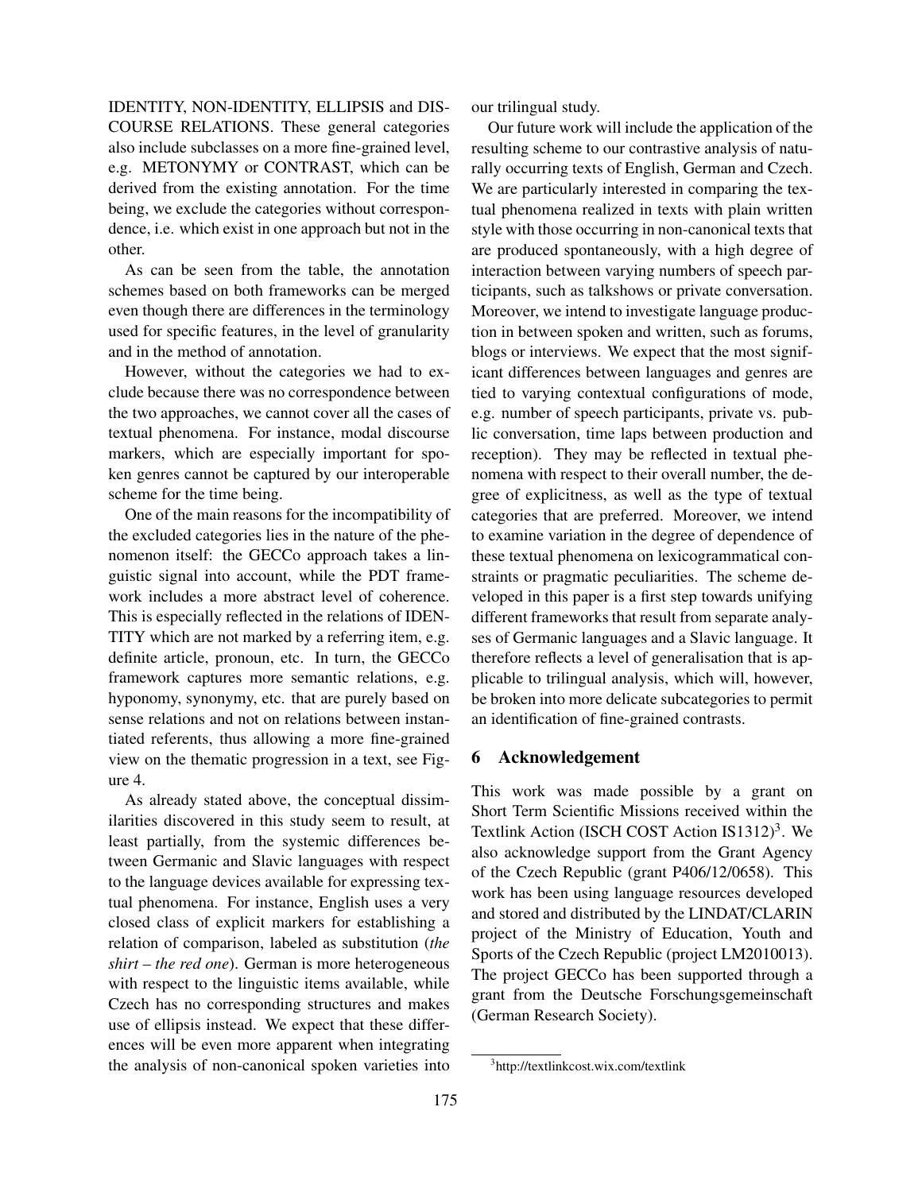IDENTITY, NON-IDENTITY, ELLIPSIS and DISCOURSE RELATIONS. These general categories also include subclasses on a more fine-grained level, e.g. METONYMY or CONTRAST, which can be derived from the existing annotation. For the time being, we exclude the categories without correspondence, i.e. which exist in one approach but not in the other.

As can be seen from the table, the annotation schemes based on both frameworks can be merged even though there are differences in the terminology used for specific features, in the level of granularity and in the method of annotation.

However, without the categories we had to exclude because there was no correspondence between the two approaches, we cannot cover all the cases of textual phenomena. For instance, modal discourse markers, which are especially important for spoken genres cannot be captured by our interoperable scheme for the time being.

One of the main reasons for the incompatibility of the excluded categories lies in the nature of the phenomenon itself: the GECCo approach takes a linguistic signal into account, while the PDT framework includes a more abstract level of coherence. This is especially reflected in the relations of IDENTITY which are not marked by a referring item, e.g. definite article, pronoun, etc. In turn, the GECCo framework captures more semantic relations, e.g. hyponomy, synonymy, etc. that are purely based on sense relations and not on relations between instantiated referents, thus allowing a more fine-grained view on the thematic progression in a text, see Figure 4.

As already stated above, the conceptual dissimilarities discovered in this study seem to result, at least partially, from the systemic differences between Germanic and Slavic languages with respect to the language devices available for expressing textual phenomena. For instance, English uses a very closed class of explicit markers for establishing a relation of comparison, labeled as substitution (*the shirt – the red one*). German is more heterogeneous with respect to the linguistic items available, while Czech has no corresponding structures and makes use of ellipsis instead. We expect that these differences will be even more apparent when integrating the analysis of non-canonical spoken varieties into our trilingual study.

Our future work will include the application of the resulting scheme to our contrastive analysis of naturally occurring texts of English, German and Czech. We are particularly interested in comparing the textual phenomena realized in texts with plain written style with those occurring in non-canonical texts that are produced spontaneously, with a high degree of interaction between varying numbers of speech participants, such as talkshows or private conversation. Moreover, we intend to investigate language production in between spoken and written, such as forums, blogs or interviews. We expect that the most significant differences between languages and genres are tied to varying contextual configurations of mode, e.g. number of speech participants, private vs. public conversation, time laps between production and reception). They may be reflected in textual phenomena with respect to their overall number, the degree of explicitness, as well as the type of textual categories that are preferred. Moreover, we intend to examine variation in the degree of dependence of these textual phenomena on lexicogrammatical constraints or pragmatic peculiarities. The scheme developed in this paper is a first step towards unifying different frameworks that result from separate analyses of Germanic languages and a Slavic language. It therefore reflects a level of generalisation that is applicable to trilingual analysis, which will, however, be broken into more delicate subcategories to permit an identification of fine-grained contrasts.

## 6 Acknowledgement

This work was made possible by a grant on Short Term Scientific Missions received within the Textlink Action (ISCH COST Action IS1312)[3]. We also acknowledge support from the Grant Agency of the Czech Republic (grant P406/12/0658). This work has been using language resources developed and stored and distributed by the LINDAT/CLARIN project of the Ministry of Education, Youth and Sports of the Czech Republic (project LM2010013). The project GECCo has been supported through a grant from the Deutsche Forschungsgemeinschaft (German Research Society).

[3] http://textlinkcost.wix.com/textlink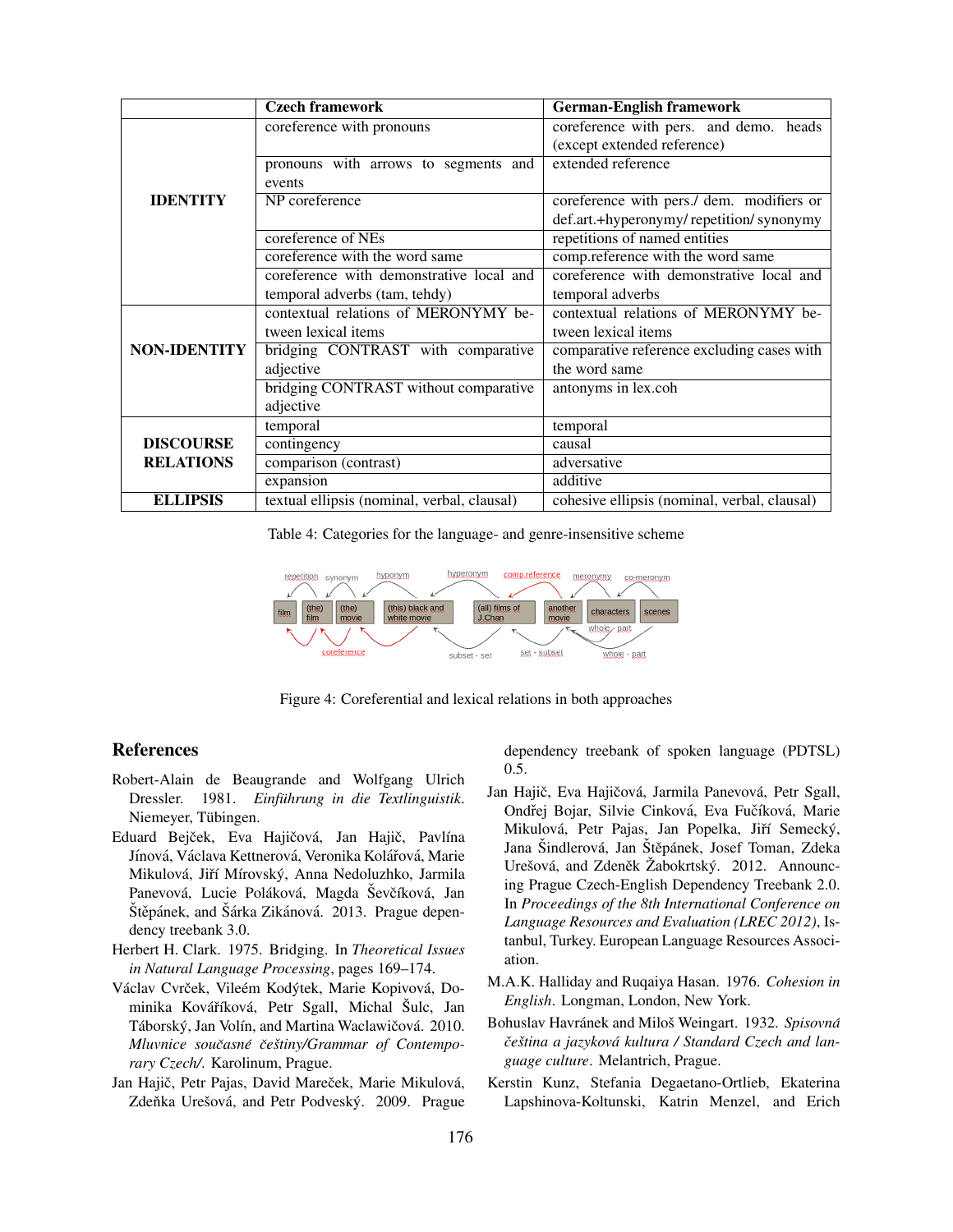| | Czech framework | German-English framework |
|---|---|---|
| IDENTITY | coreference with pronouns | coreference with pers. and demo. heads (except extended reference) |
| | pronouns with arrows to segments and events | extended reference |
| | NP coreference | coreference with pers./ dem. modifiers or def.art.+hyperonymy/ repetition/ synonymy |
| | coreference of NEs | repetitions of named entities |
| | coreference with the word same | comp.reference with the word same |
| | coreference with demonstrative local and temporal adverbs (tam, tehdy) | coreference with demonstrative local and temporal adverbs |
| NON-IDENTITY | contextual relations of MERONYMY between lexical items | contextual relations of MERONYMY between lexical items |
| | bridging CONTRAST with comparative adjective | comparative reference excluding cases with the word same |
| | bridging CONTRAST without comparative adjective | antonyms in lex.coh |
| DISCOURSE RELATIONS | temporal | temporal |
| | contingency | causal |
| | comparison (contrast) | adversative |
| | expansion | additive |
| ELLIPSIS | textual ellipsis (nominal, verbal, clausal) | cohesive ellipsis (nominal, verbal, clausal) |

Table 4: Categories for the language- and genre-insensitive scheme

Figure 4: Coreferential and lexical relations in both approaches

## References

Robert-Alain de Beaugrande and Wolfgang Ulrich Dressler. 1981. *Einführung in die Textlinguistik*. Niemeyer, Tübingen.

Eduard Bejček, Eva Hajičová, Jan Hajič, Pavlína Jínová, Václava Kettnerová, Veronika Kolářová, Marie Mikulová, Jiří Mírovský, Anna Nedoluzhko, Jarmila Panevová, Lucie Poláková, Magda Ševčíková, Jan Štěpánek, and Šárka Zikánová. 2013. Prague dependency treebank 3.0.

Herbert H. Clark. 1975. Bridging. In *Theoretical Issues in Natural Language Processing*, pages 169–174.

Václav Cvrček, Vileém Kodýtek, Marie Kopivová, Dominika Kováříková, Petr Sgall, Michal Šulc, Jan Táborský, Jan Volín, and Martina Waclawičová. 2010. *Mluvnice současné češtiny/Grammar of Contemporary Czech/*. Karolinum, Prague.

Jan Hajič, Petr Pajas, David Mareček, Marie Mikulová, Zdeňka Urešová, and Petr Podveský. 2009. Prague dependency treebank of spoken language (PDTSL) 0.5.

Jan Hajič, Eva Hajičová, Jarmila Panevová, Petr Sgall, Ondřej Bojar, Silvie Cinková, Eva Fučíková, Marie Mikulová, Petr Pajas, Jan Popelka, Jiří Semecký, Jana Šindlerová, Jan Štěpánek, Josef Toman, Zdeka Urešová, and Zdeněk Žabokrtský. 2012. Announcing Prague Czech-English Dependency Treebank 2.0. In *Proceedings of the 8th International Conference on Language Resources and Evaluation (LREC 2012)*, Istanbul, Turkey. European Language Resources Association.

M.A.K. Halliday and Ruqaiya Hasan. 1976. *Cohesion in English*. Longman, London, New York.

Bohuslav Havránek and Miloš Weingart. 1932. *Spisovná čeština a jazyková kultura / Standard Czech and language culture*. Melantrich, Prague.

Kerstin Kunz, Stefania Degaetano-Ortlieb, Ekaterina Lapshinova-Koltunski, Katrin Menzel, and Erich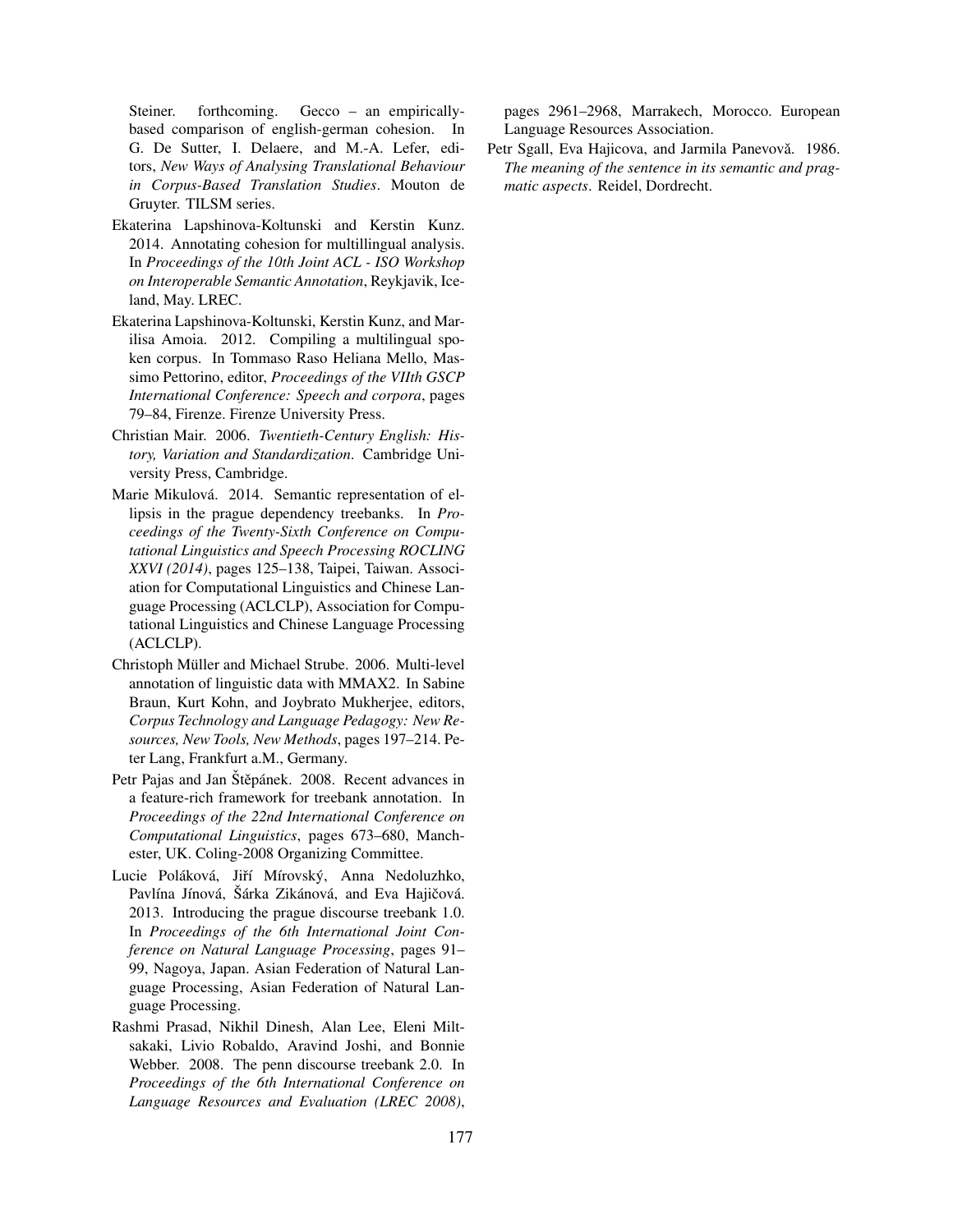Steiner. forthcoming. Gecco – an empirically-based comparison of english-german cohesion. In G. De Sutter, I. Delaere, and M.-A. Lefer, editors, *New Ways of Analysing Translational Behaviour in Corpus-Based Translation Studies*. Mouton de Gruyter. TILSM series.

Ekaterina Lapshinova-Koltunski and Kerstin Kunz. 2014. Annotating cohesion for multillingual analysis. In *Proceedings of the 10th Joint ACL - ISO Workshop on Interoperable Semantic Annotation*, Reykjavik, Iceland, May. LREC.

Ekaterina Lapshinova-Koltunski, Kerstin Kunz, and Marilisa Amoia. 2012. Compiling a multilingual spoken corpus. In Tommaso Raso Heliana Mello, Massimo Pettorino, editor, *Proceedings of the VIIth GSCP International Conference: Speech and corpora*, pages 79–84, Firenze. Firenze University Press.

Christian Mair. 2006. *Twentieth-Century English: History, Variation and Standardization*. Cambridge University Press, Cambridge.

Marie Mikulová. 2014. Semantic representation of ellipsis in the prague dependency treebanks. In *Proceedings of the Twenty-Sixth Conference on Computational Linguistics and Speech Processing ROCLING XXVI (2014)*, pages 125–138, Taipei, Taiwan. Association for Computational Linguistics and Chinese Language Processing (ACLCLP), Association for Computational Linguistics and Chinese Language Processing (ACLCLP).

Christoph Müller and Michael Strube. 2006. Multi-level annotation of linguistic data with MMAX2. In Sabine Braun, Kurt Kohn, and Joybrato Mukherjee, editors, *Corpus Technology and Language Pedagogy: New Resources, New Tools, New Methods*, pages 197–214. Peter Lang, Frankfurt a.M., Germany.

Petr Pajas and Jan Štěpánek. 2008. Recent advances in a feature-rich framework for treebank annotation. In *Proceedings of the 22nd International Conference on Computational Linguistics*, pages 673–680, Manchester, UK. Coling-2008 Organizing Committee.

Lucie Poláková, Jiří Mírovský, Anna Nedoluzhko, Pavlína Jínová, Šárka Zikánová, and Eva Hajičová. 2013. Introducing the prague discourse treebank 1.0. In *Proceedings of the 6th International Joint Conference on Natural Language Processing*, pages 91–99, Nagoya, Japan. Asian Federation of Natural Language Processing, Asian Federation of Natural Language Processing.

Rashmi Prasad, Nikhil Dinesh, Alan Lee, Eleni Miltsakaki, Livio Robaldo, Aravind Joshi, and Bonnie Webber. 2008. The penn discourse treebank 2.0. In *Proceedings of the 6th International Conference on Language Resources and Evaluation (LREC 2008)*, pages 2961–2968, Marrakech, Morocco. European Language Resources Association.

Petr Sgall, Eva Hajicova, and Jarmila Panevovǎ. 1986. *The meaning of the sentence in its semantic and pragmatic aspects*. Reidel, Dordrecht.